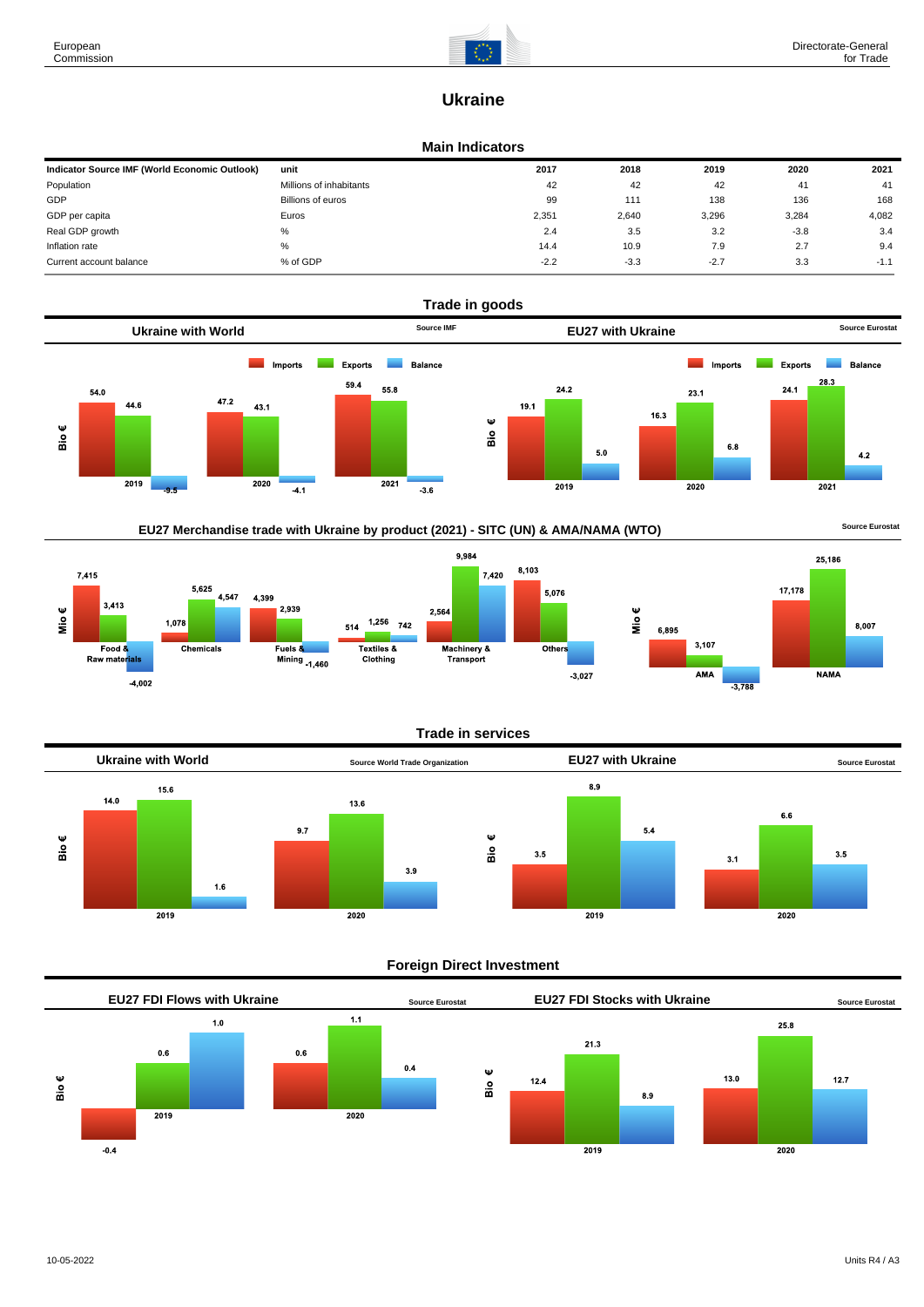# Ukraine

## Main Indicators

| Indicator Source IMF (World Economic Outlook) | unit | 2017 | 2018 | 2019 | 2020 | 2021 |
|---|---|---|---|---|---|---|
| Population | Millions of inhabitants | 42 | 42 | 42 | 41 | 41 |
| GDP | Billions of euros | 99 | 111 | 138 | 136 | 168 |
| GDP per capita | Euros | 2,351 | 2,640 | 3,296 | 3,284 | 4,082 |
| Real GDP growth | % | 2.4 | 3.5 | 3.2 | -3.8 | 3.4 |
| Inflation rate | % | 14.4 | 10.9 | 7.9 | 2.7 | 9.4 |
| Current account balance | % of GDP | -2.2 | -3.3 | -2.7 | 3.3 | -1.1 |

## Trade in goods

### Ukraine with World

Source IMF

Bio €

| | Imports | Exports | Balance |
|---|---|---|---|
| 2019 | 54.0 | 44.6 | -9.5 |
| 2020 | 47.2 | 43.1 | -4.1 |
| 2021 | 59.4 | 55.8 | -3.6 |

### EU27 with Ukraine

Source Eurostat

Bio €

| | Imports | Exports | Balance |
|---|---|---|---|
| 2019 | 19.1 | 24.2 | 5.0 |
| 2020 | 16.3 | 23.1 | 6.8 |
| 2021 | 24.1 | 28.3 | 4.2 |

### EU27 Merchandise trade with Ukraine by product (2021) - SITC (UN) & AMA/NAMA (WTO)

Source Eurostat

Mio €

| | Imports | Exports | Balance |
|---|---|---|---|
| Food & Raw materials | 7,415 | 3,413 | -4,002 |
| Chemicals | 1,078 | 5,625 | 4,547 |
| Fuels & Mining | 4,399 | 2,939 | -1,460 |
| Textiles & Clothing | 514 | 1,256 | 742 |
| Machinery & Transport | 2,564 | 9,984 | 7,420 |
| Others | 8,103 | 5,076 | -3,027 |

Mio €

| | Imports | Exports | Balance |
|---|---|---|---|
| AMA | 6,895 | 3,107 | -3,788 |
| NAMA | 17,178 | 25,186 | 8,007 |

## Trade in services

### Ukraine with World

Source World Trade Organization

Bio €

| | Imports | Exports | Balance |
|---|---|---|---|
| 2019 | 14.0 | 15.6 | 1.6 |
| 2020 | 9.7 | 13.6 | 3.9 |

### EU27 with Ukraine

Source Eurostat

Bio €

| | Imports | Exports | Balance |
|---|---|---|---|
| 2019 | 3.5 | 8.9 | 5.4 |
| 2020 | 3.1 | 6.6 | 3.5 |

## Foreign Direct Investment

### EU27 FDI Flows with Ukraine

Source Eurostat

Bio €

| | Inward | Outward | Net |
|---|---|---|---|
| 2019 | -0.4 | 0.6 | 1.0 |
| 2020 | 0.6 | 1.1 | 0.4 |

### EU27 FDI Stocks with Ukraine

Source Eurostat

Bio €

| | Inward | Outward | Net |
|---|---|---|---|
| 2019 | 12.4 | 21.3 | 8.9 |
| 2020 | 13.0 | 25.8 | 12.7 |

10-05-2022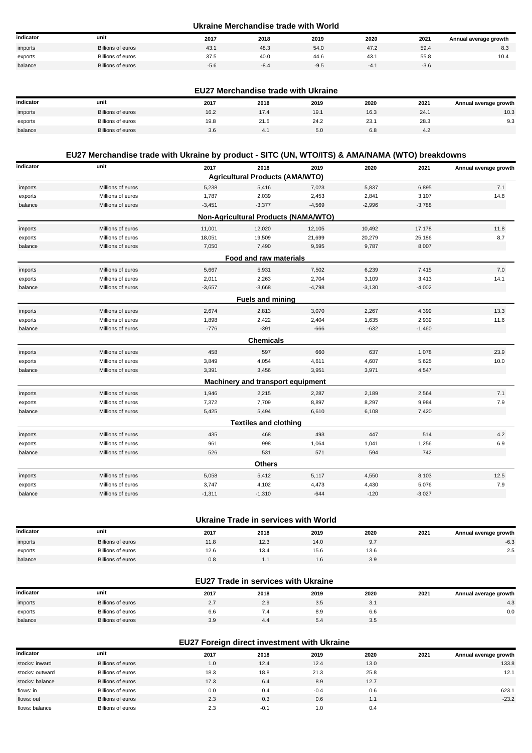## Ukraine Merchandise trade with World

| indicator | unit | 2017 | 2018 | 2019 | 2020 | 2021 | Annual average growth |
|---|---|---|---|---|---|---|---|
| imports | Billions of euros | 43.1 | 48.3 | 54.0 | 47.2 | 59.4 | 8.3 |
| exports | Billions of euros | 37.5 | 40.0 | 44.6 | 43.1 | 55.8 | 10.4 |
| balance | Billions of euros | -5.6 | -8.4 | -9.5 | -4.1 | -3.6 | |

## EU27 Merchandise trade with Ukraine

| indicator | unit | 2017 | 2018 | 2019 | 2020 | 2021 | Annual average growth |
|---|---|---|---|---|---|---|---|
| imports | Billions of euros | 16.2 | 17.4 | 19.1 | 16.3 | 24.1 | 10.3 |
| exports | Billions of euros | 19.8 | 21.5 | 24.2 | 23.1 | 28.3 | 9.3 |
| balance | Billions of euros | 3.6 | 4.1 | 5.0 | 6.8 | 4.2 | |

## EU27 Merchandise trade with Ukraine by product - SITC (UN, WTO/ITS) & AMA/NAMA (WTO) breakdowns

| indicator | unit | 2017 | 2018 | 2019 | 2020 | 2021 | Annual average growth |
|---|---|---|---|---|---|---|---|
| **Agricultural Products (AMA/WTO)** | | | | | | | |
| imports | Millions of euros | 5,238 | 5,416 | 7,023 | 5,837 | 6,895 | 7.1 |
| exports | Millions of euros | 1,787 | 2,039 | 2,453 | 2,841 | 3,107 | 14.8 |
| balance | Millions of euros | -3,451 | -3,377 | -4,569 | -2,996 | -3,788 | |
| **Non-Agricultural Products (NAMA/WTO)** | | | | | | | |
| imports | Millions of euros | 11,001 | 12,020 | 12,105 | 10,492 | 17,178 | 11.8 |
| exports | Millions of euros | 18,051 | 19,509 | 21,699 | 20,279 | 25,186 | 8.7 |
| balance | Millions of euros | 7,050 | 7,490 | 9,595 | 9,787 | 8,007 | |
| **Food and raw materials** | | | | | | | |
| imports | Millions of euros | 5,667 | 5,931 | 7,502 | 6,239 | 7,415 | 7.0 |
| exports | Millions of euros | 2,011 | 2,263 | 2,704 | 3,109 | 3,413 | 14.1 |
| balance | Millions of euros | -3,657 | -3,668 | -4,798 | -3,130 | -4,002 | |
| **Fuels and mining** | | | | | | | |
| imports | Millions of euros | 2,674 | 2,813 | 3,070 | 2,267 | 4,399 | 13.3 |
| exports | Millions of euros | 1,898 | 2,422 | 2,404 | 1,635 | 2,939 | 11.6 |
| balance | Millions of euros | -776 | -391 | -666 | -632 | -1,460 | |
| **Chemicals** | | | | | | | |
| imports | Millions of euros | 458 | 597 | 660 | 637 | 1,078 | 23.9 |
| exports | Millions of euros | 3,849 | 4,054 | 4,611 | 4,607 | 5,625 | 10.0 |
| balance | Millions of euros | 3,391 | 3,456 | 3,951 | 3,971 | 4,547 | |
| **Machinery and transport equipment** | | | | | | | |
| imports | Millions of euros | 1,946 | 2,215 | 2,287 | 2,189 | 2,564 | 7.1 |
| exports | Millions of euros | 7,372 | 7,709 | 8,897 | 8,297 | 9,984 | 7.9 |
| balance | Millions of euros | 5,425 | 5,494 | 6,610 | 6,108 | 7,420 | |
| **Textiles and clothing** | | | | | | | |
| imports | Millions of euros | 435 | 468 | 493 | 447 | 514 | 4.2 |
| exports | Millions of euros | 961 | 998 | 1,064 | 1,041 | 1,256 | 6.9 |
| balance | Millions of euros | 526 | 531 | 571 | 594 | 742 | |
| **Others** | | | | | | | |
| imports | Millions of euros | 5,058 | 5,412 | 5,117 | 4,550 | 8,103 | 12.5 |
| exports | Millions of euros | 3,747 | 4,102 | 4,473 | 4,430 | 5,076 | 7.9 |
| balance | Millions of euros | -1,311 | -1,310 | -644 | -120 | -3,027 | |

## Ukraine Trade in services with World

| indicator | unit | 2017 | 2018 | 2019 | 2020 | 2021 | Annual average growth |
|---|---|---|---|---|---|---|---|
| imports | Billions of euros | 11.8 | 12.3 | 14.0 | 9.7 | | -6.3 |
| exports | Billions of euros | 12.6 | 13.4 | 15.6 | 13.6 | | 2.5 |
| balance | Billions of euros | 0.8 | 1.1 | 1.6 | 3.9 | | |

## EU27 Trade in services with Ukraine

| indicator | unit | 2017 | 2018 | 2019 | 2020 | 2021 | Annual average growth |
|---|---|---|---|---|---|---|---|
| imports | Billions of euros | 2.7 | 2.9 | 3.5 | 3.1 | | 4.3 |
| exports | Billions of euros | 6.6 | 7.4 | 8.9 | 6.6 | | 0.0 |
| balance | Billions of euros | 3.9 | 4.4 | 5.4 | 3.5 | | |

## EU27 Foreign direct investment with Ukraine

| indicator | unit | 2017 | 2018 | 2019 | 2020 | 2021 | Annual average growth |
|---|---|---|---|---|---|---|---|
| stocks: inward | Billions of euros | 1.0 | 12.4 | 12.4 | 13.0 | | 133.8 |
| stocks: outward | Billions of euros | 18.3 | 18.8 | 21.3 | 25.8 | | 12.1 |
| stocks: balance | Billions of euros | 17.3 | 6.4 | 8.9 | 12.7 | | |
| flows: in | Billions of euros | 0.0 | 0.4 | -0.4 | 0.6 | | 623.1 |
| flows: out | Billions of euros | 2.3 | 0.3 | 0.6 | 1.1 | | -23.2 |
| flows: balance | Billions of euros | 2.3 | -0.1 | 1.0 | 0.4 | | |